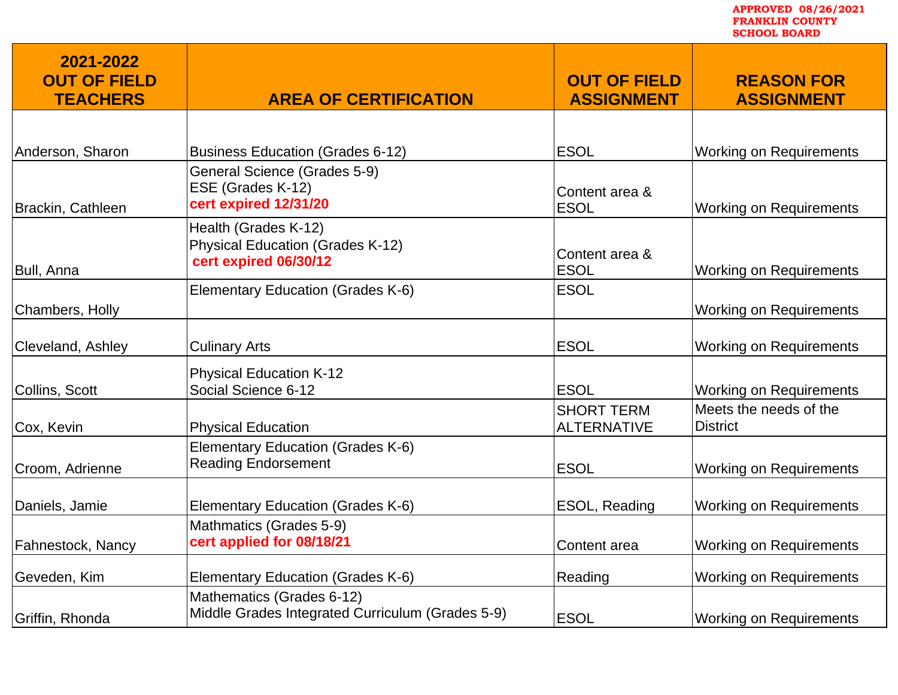**APPROVED 08/26/2021**
**FRANKLIN COUNTY**
**SCHOOL BOARD**

| 2021-2022 OUT OF FIELD TEACHERS | AREA OF CERTIFICATION | OUT OF FIELD ASSIGNMENT | REASON FOR ASSIGNMENT |
|---|---|---|---|
| Anderson, Sharon | Business Education (Grades 6-12) | ESOL | Working on Requirements |
| Brackin, Cathleen | General Science (Grades 5-9)<br>ESE (Grades K-12)<br>**cert expired 12/31/20** | Content area & ESOL | Working on Requirements |
| Bull, Anna | Health (Grades K-12)<br>Physical Education (Grades K-12)<br>**cert expired 06/30/12** | Content area & ESOL | Working on Requirements |
| Chambers, Holly | Elementary Education (Grades K-6) | ESOL | Working on Requirements |
| Cleveland, Ashley | Culinary Arts | ESOL | Working on Requirements |
| Collins, Scott | Physical Education K-12<br>Social Science 6-12 | ESOL | Working on Requirements |
| Cox, Kevin | Physical Education | SHORT TERM ALTERNATIVE | Meets the needs of the District |
| Croom, Adrienne | Elementary Education (Grades K-6)<br>Reading Endorsement | ESOL | Working on Requirements |
| Daniels, Jamie | Elementary Education (Grades K-6) | ESOL, Reading | Working on Requirements |
| Fahnestock, Nancy | Mathmatics (Grades 5-9)<br>**cert applied for 08/18/21** | Content area | Working on Requirements |
| Geveden, Kim | Elementary Education (Grades K-6) | Reading | Working on Requirements |
| Griffin, Rhonda | Mathematics (Grades 6-12)<br>Middle Grades Integrated Curriculum (Grades 5-9) | ESOL | Working on Requirements |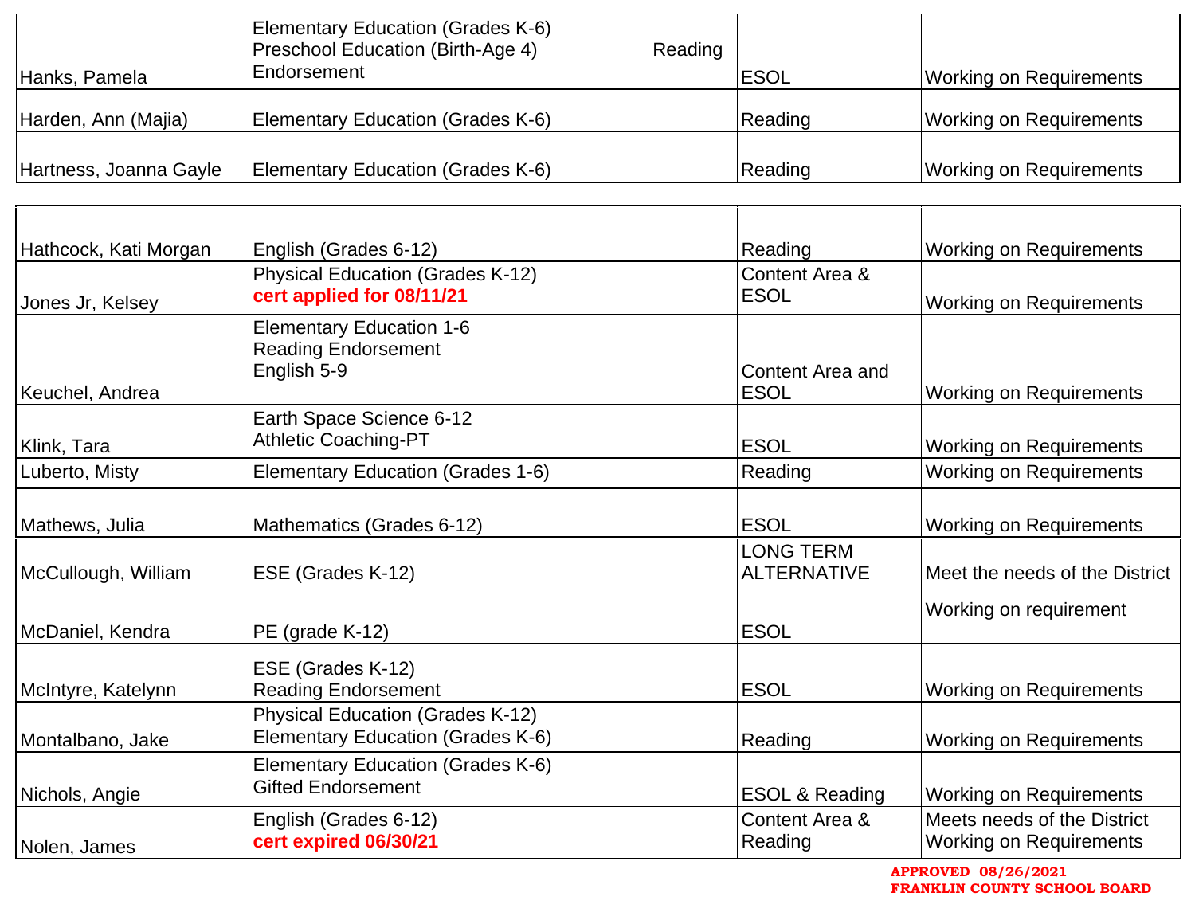| | | | |
|---|---|---|---|
| Hanks, Pamela | Elementary Education (Grades K-6)<br>Preschool Education (Birth-Age 4) Reading Endorsement | ESOL | Working on Requirements |
| Harden, Ann (Majia) | Elementary Education (Grades K-6) | Reading | Working on Requirements |
| Hartness, Joanna Gayle | Elementary Education (Grades K-6) | Reading | Working on Requirements |
| Hathcock, Kati Morgan | English (Grades 6-12) | Reading | Working on Requirements |
| Jones Jr, Kelsey | Physical Education (Grades K-12)<br>**cert applied for 08/11/21** | Content Area & ESOL | Working on Requirements |
| Keuchel, Andrea | Elementary Education 1-6<br>Reading Endorsement<br>English 5-9 | Content Area and ESOL | Working on Requirements |
| Klink, Tara | Earth Space Science 6-12<br>Athletic Coaching-PT | ESOL | Working on Requirements |
| Luberto, Misty | Elementary Education (Grades 1-6) | Reading | Working on Requirements |
| Mathews, Julia | Mathematics (Grades 6-12) | ESOL | Working on Requirements |
| McCullough, William | ESE (Grades K-12) | LONG TERM ALTERNATIVE | Meet the needs of the District |
| McDaniel, Kendra | PE (grade K-12) | ESOL | Working on requirement |
| McIntyre, Katelynn | ESE (Grades K-12)<br>Reading Endorsement | ESOL | Working on Requirements |
| Montalbano, Jake | Physical Education (Grades K-12)<br>Elementary Education (Grades K-6) | Reading | Working on Requirements |
| Nichols, Angie | Elementary Education (Grades K-6)<br>Gifted Endorsement | ESOL & Reading | Working on Requirements |
| Nolen, James | English (Grades 6-12)<br>**cert expired 06/30/21** | Content Area & Reading | Meets needs of the District<br>Working on Requirements |

**APPROVED 08/26/2021**
**FRANKLIN COUNTY SCHOOL BOARD**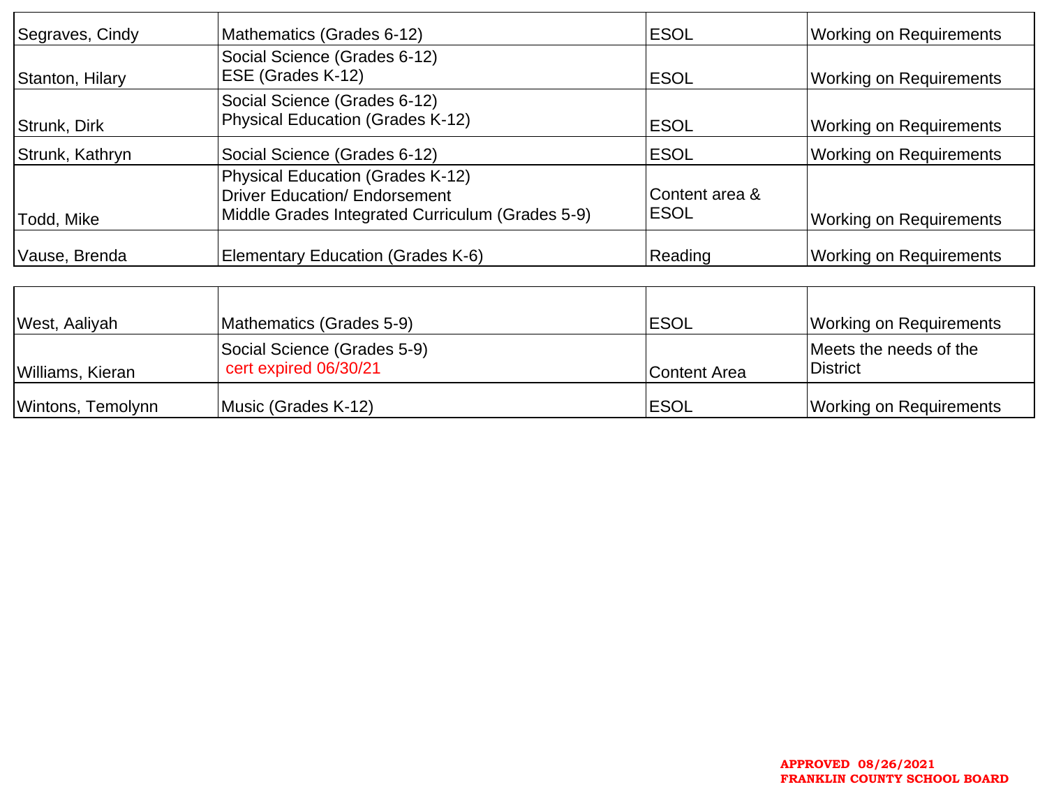| | | | |
|---|---|---|---|
| Segraves, Cindy | Mathematics (Grades 6-12) | ESOL | Working on Requirements |
| Stanton, Hilary | Social Science (Grades 6-12)<br>ESE (Grades K-12) | ESOL | Working on Requirements |
| Strunk, Dirk | Social Science (Grades 6-12)<br>Physical Education (Grades K-12) | ESOL | Working on Requirements |
| Strunk, Kathryn | Social Science (Grades 6-12) | ESOL | Working on Requirements |
| Todd, Mike | Physical Education (Grades K-12)<br>Driver Education/ Endorsement<br>Middle Grades Integrated Curriculum (Grades 5-9) | Content area & ESOL | Working on Requirements |
| Vause, Brenda | Elementary Education (Grades K-6) | Reading | Working on Requirements |
| West, Aaliyah | Mathematics (Grades 5-9) | ESOL | Working on Requirements |
| Williams, Kieran | Social Science (Grades 5-9)<br>cert expired 06/30/21 | Content Area | Meets the needs of the District |
| Wintons, Temolynn | Music (Grades K-12) | ESOL | Working on Requirements |

**APPROVED 08/26/2021**
**FRANKLIN COUNTY SCHOOL BOARD**